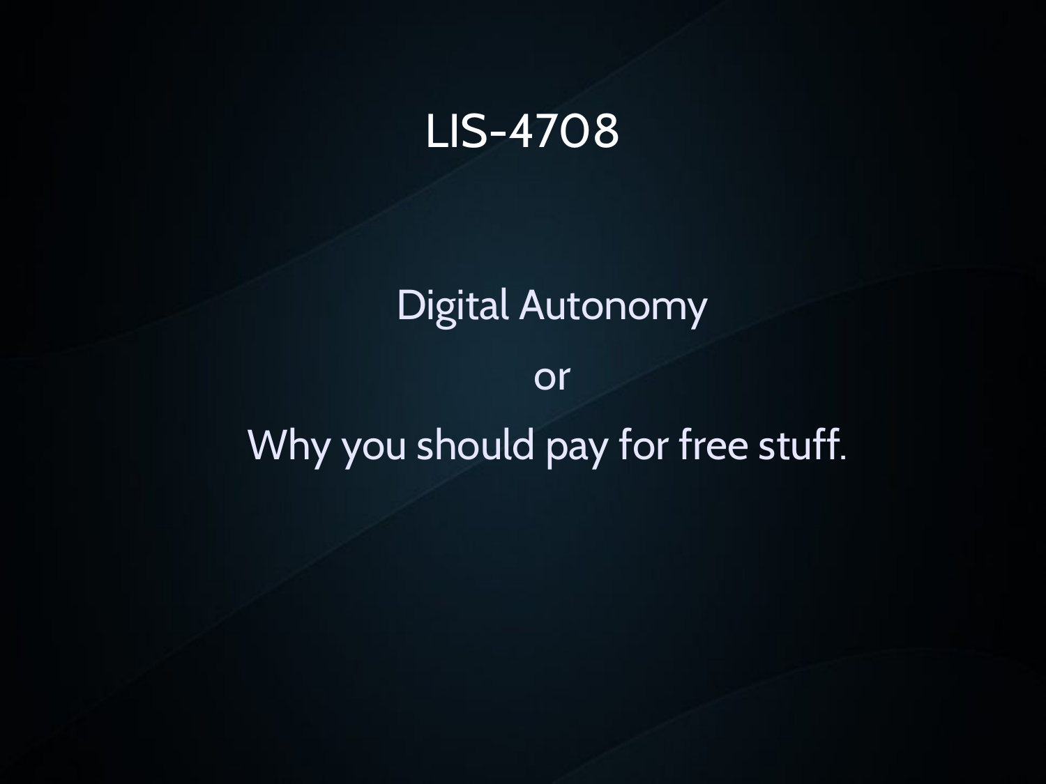# LIS-4708

## Digital Autonomy

or

## Why you should pay for free stuff.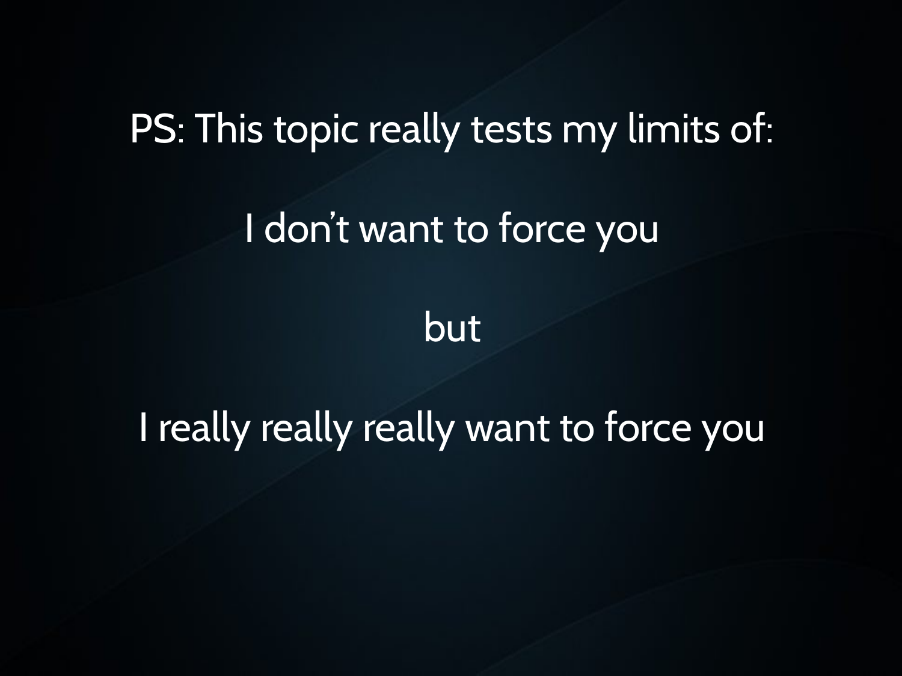PS: This topic really tests my limits of:

I don't want to force you

but

I really really really want to force you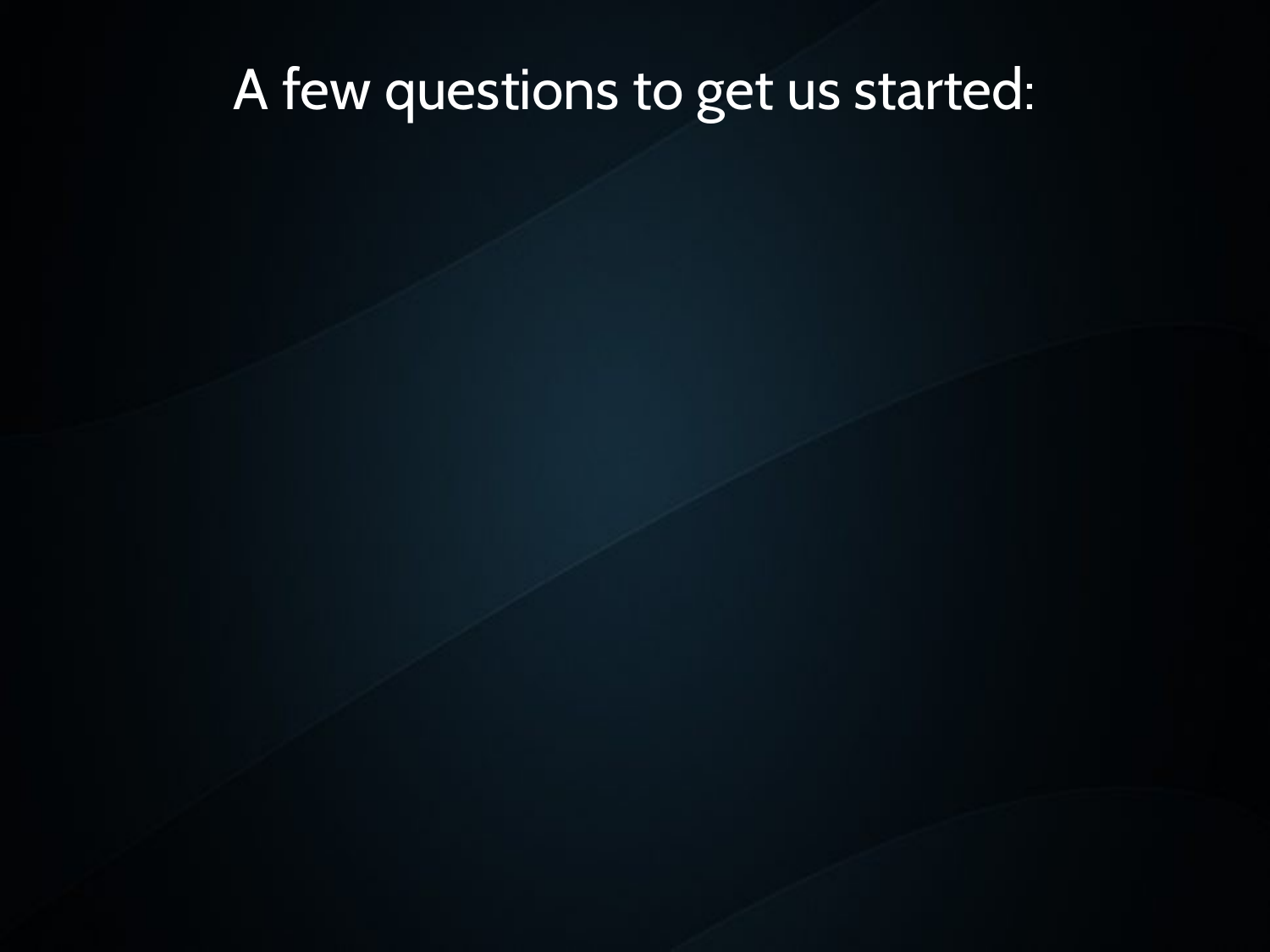# A few questions to get us started: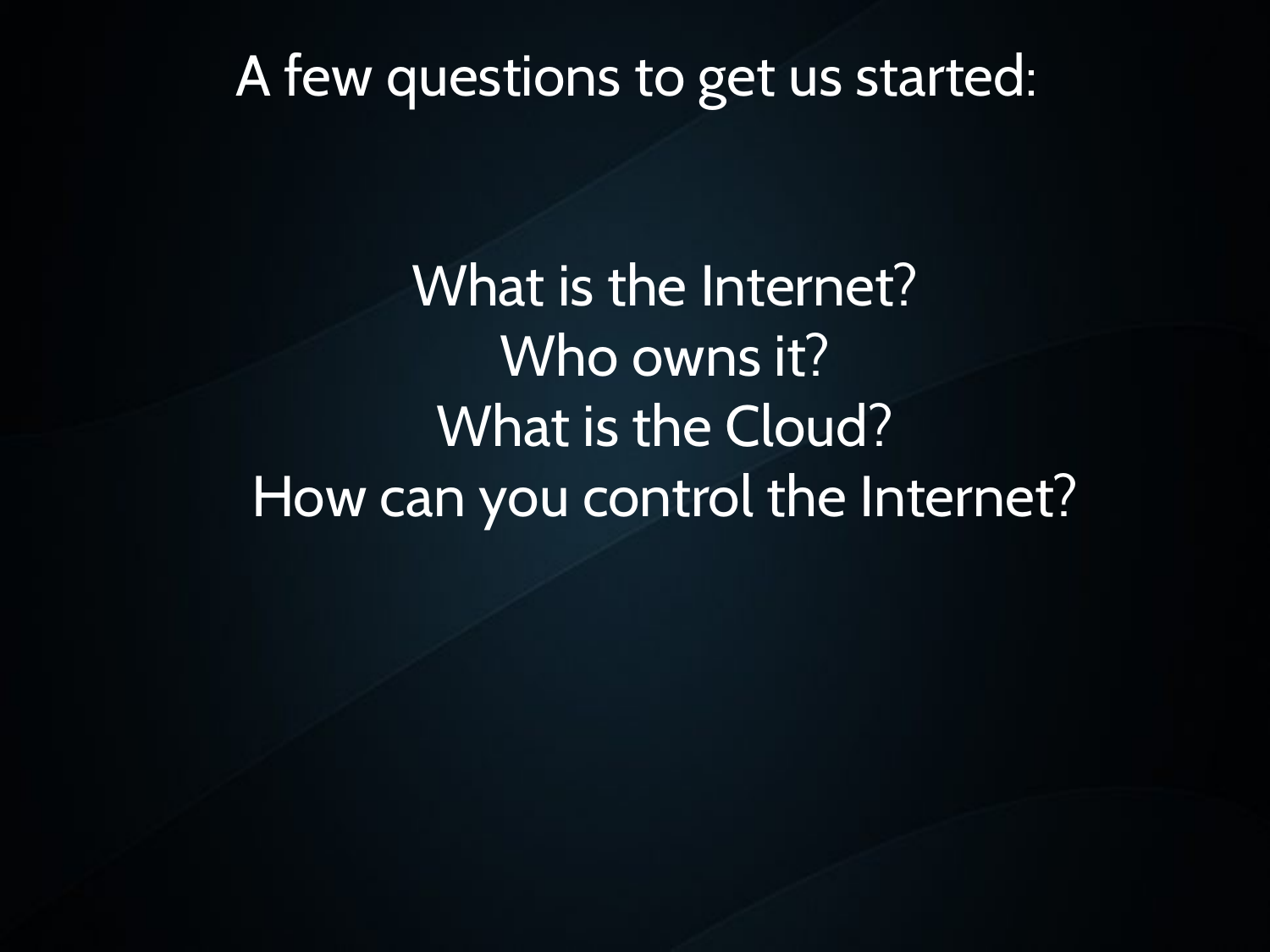# A few questions to get us started:

What is the Internet?
Who owns it?
What is the Cloud?
How can you control the Internet?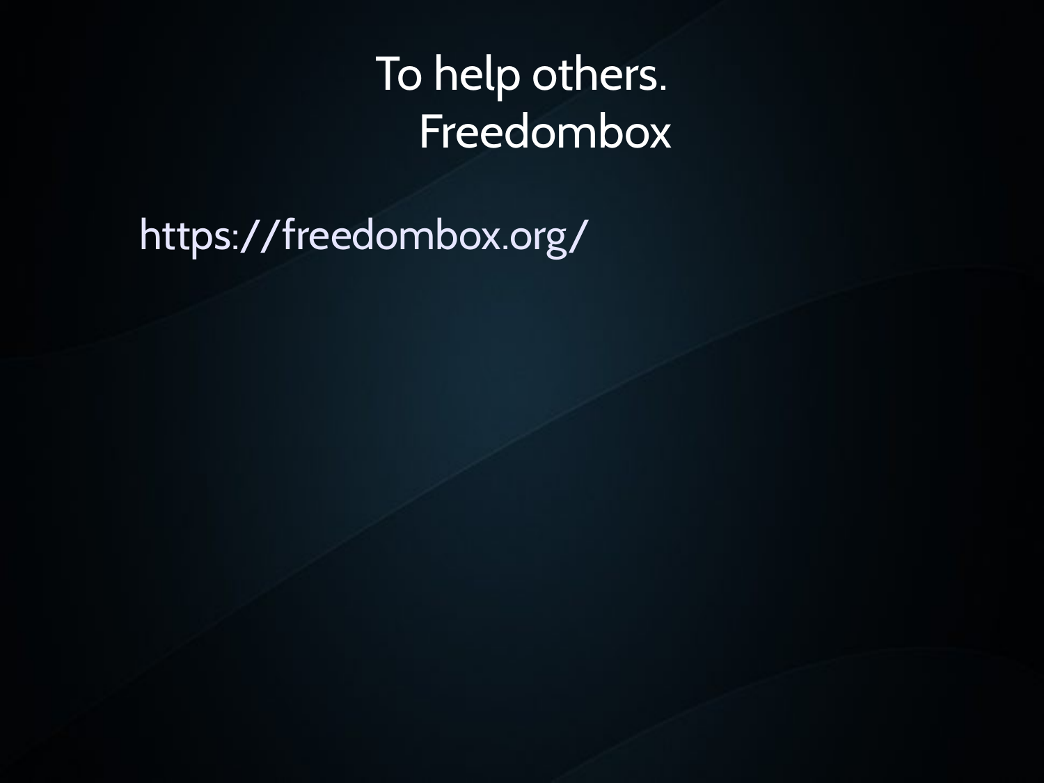# To help others. Freedombox

https://freedombox.org/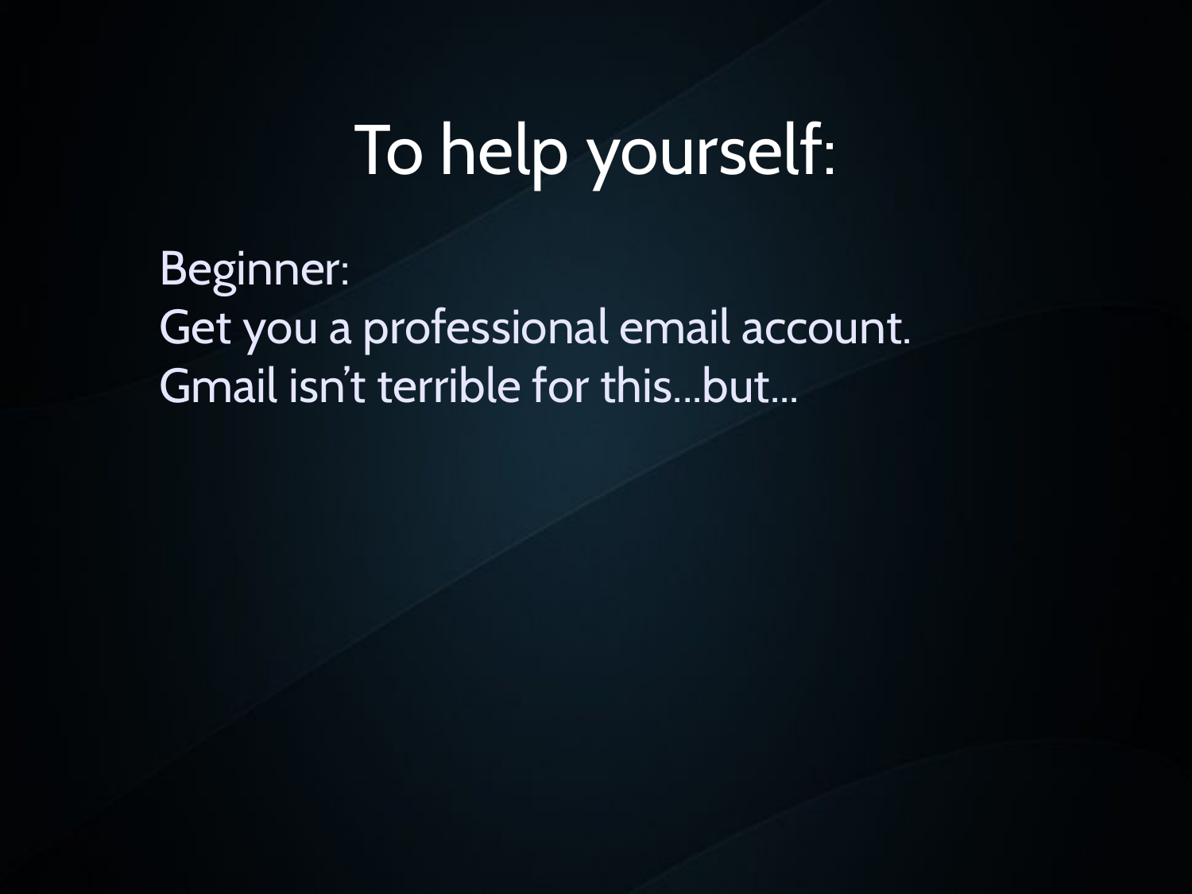# To help yourself:

Beginner:
Get you a professional email account.
Gmail isn't terrible for this…but…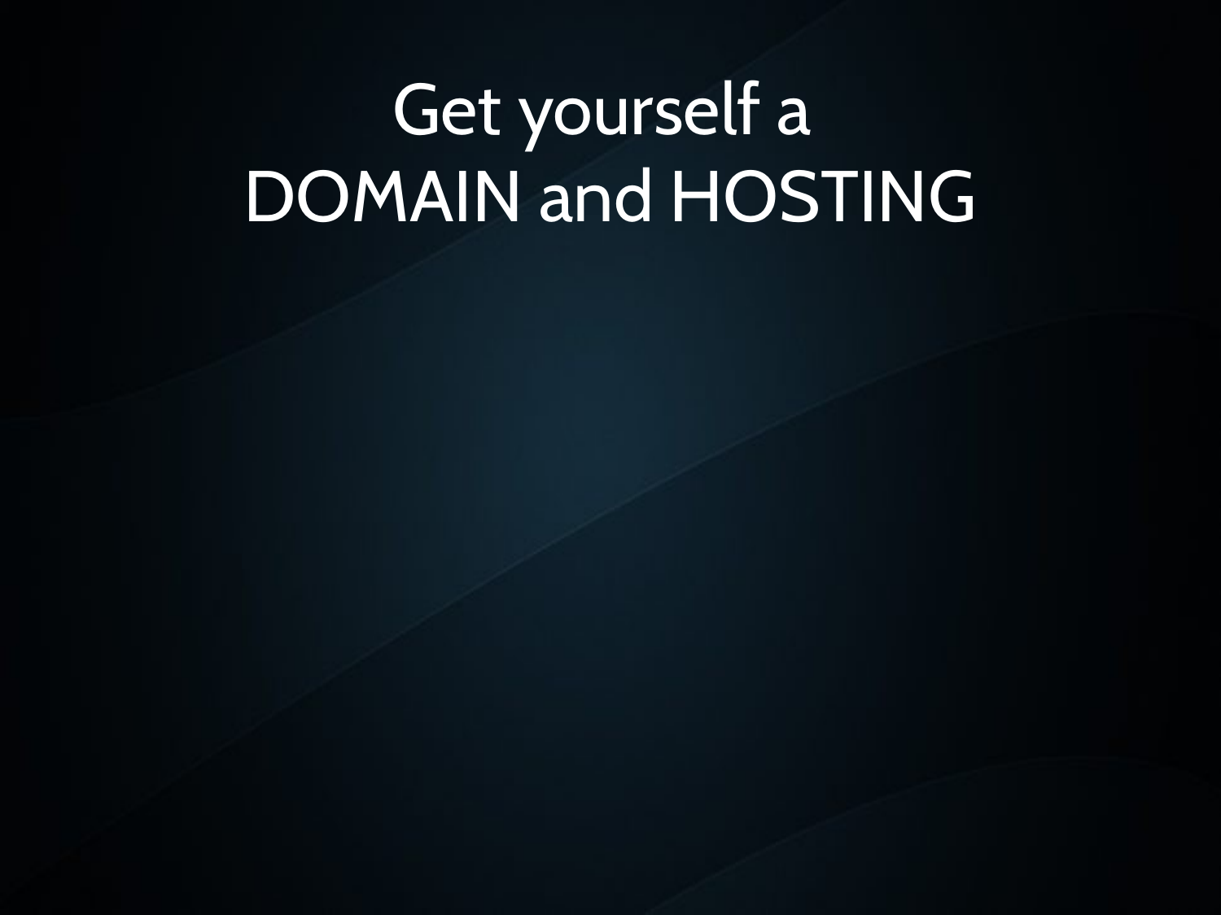# Get yourself a DOMAIN and HOSTING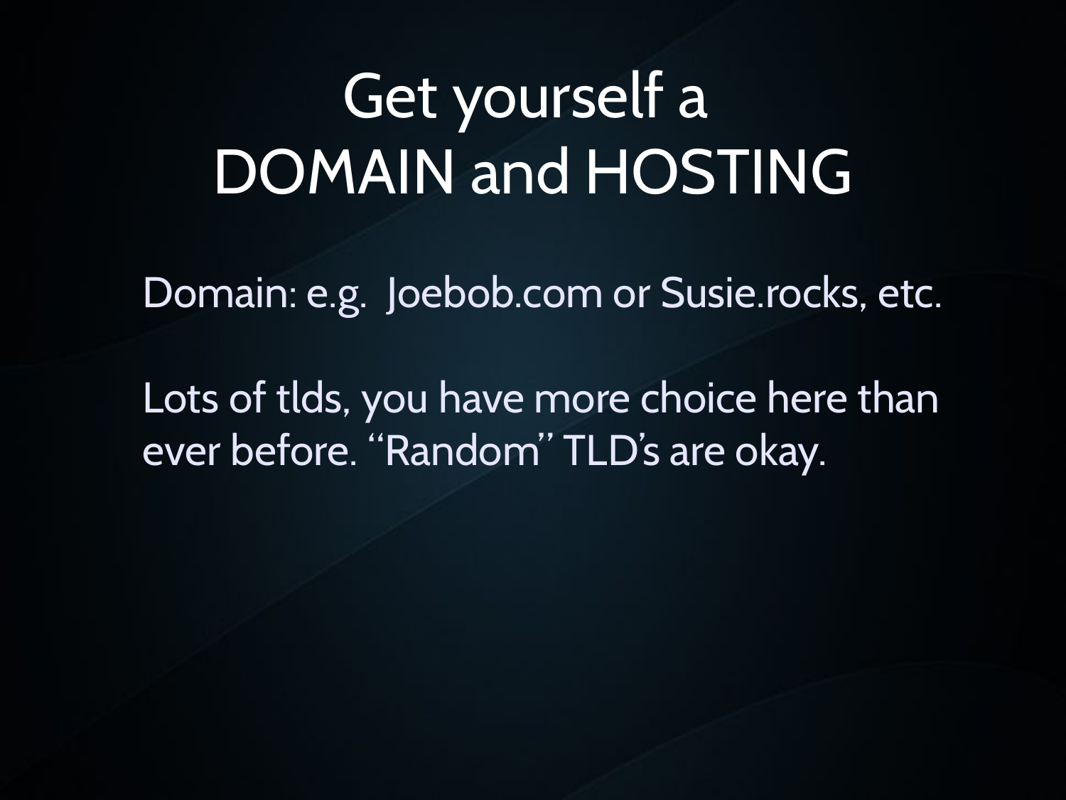# Get yourself a DOMAIN and HOSTING

Domain: e.g.  Joebob.com or Susie.rocks, etc.

Lots of tlds, you have more choice here than ever before. "Random" TLD's are okay.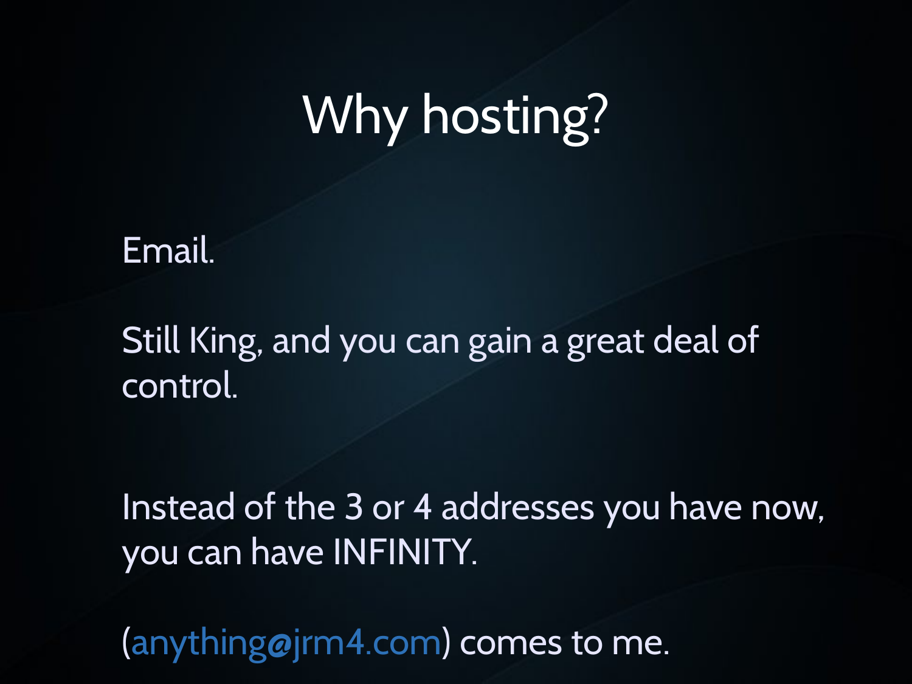# Why hosting?

Email.

Still King, and you can gain a great deal of control.

Instead of the 3 or 4 addresses you have now, you can have INFINITY.

(anything@jrm4.com) comes to me.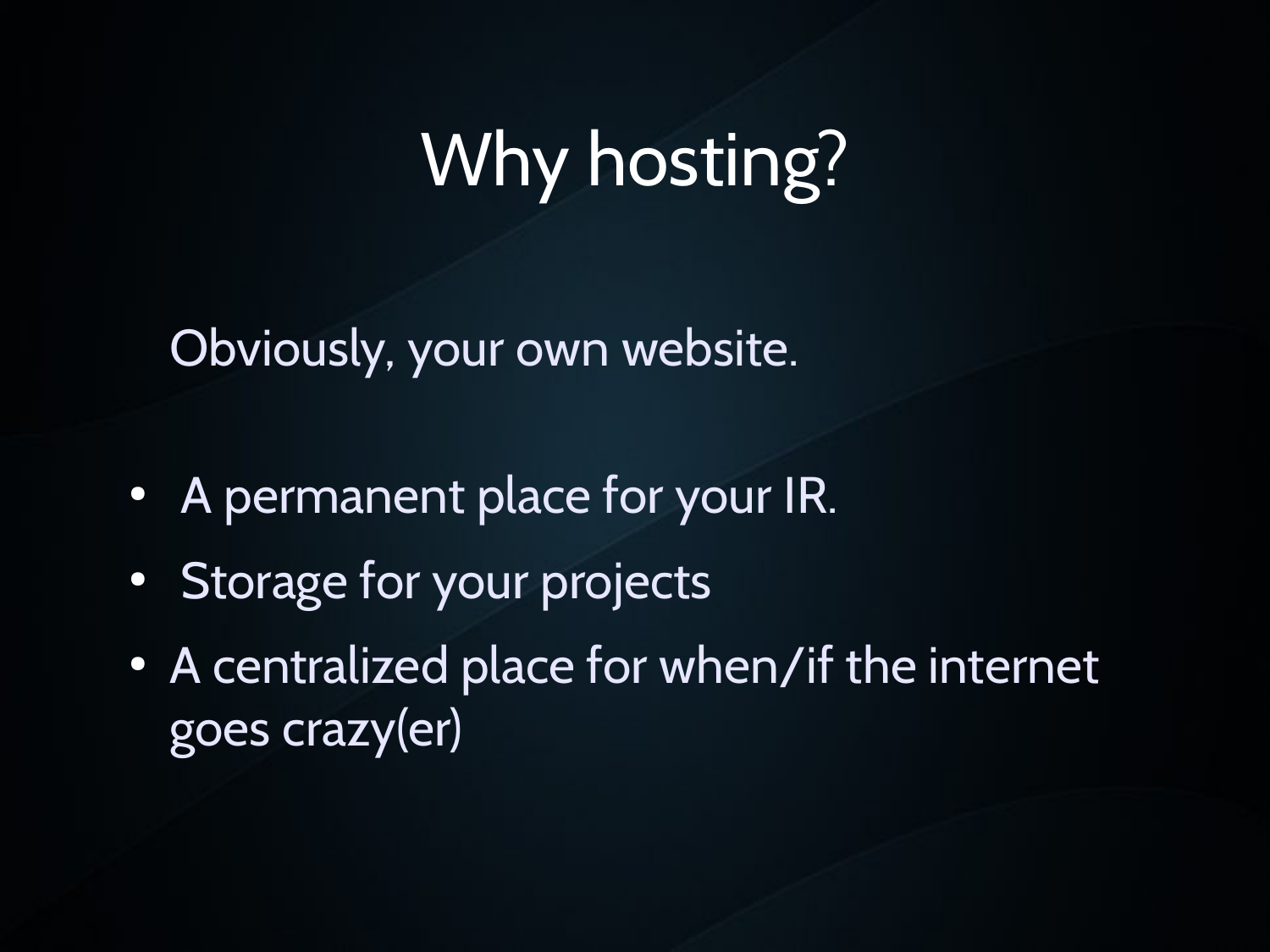# Why hosting?

Obviously, your own website.

- A permanent place for your IR.
- Storage for your projects
- A centralized place for when/if the internet goes crazy(er)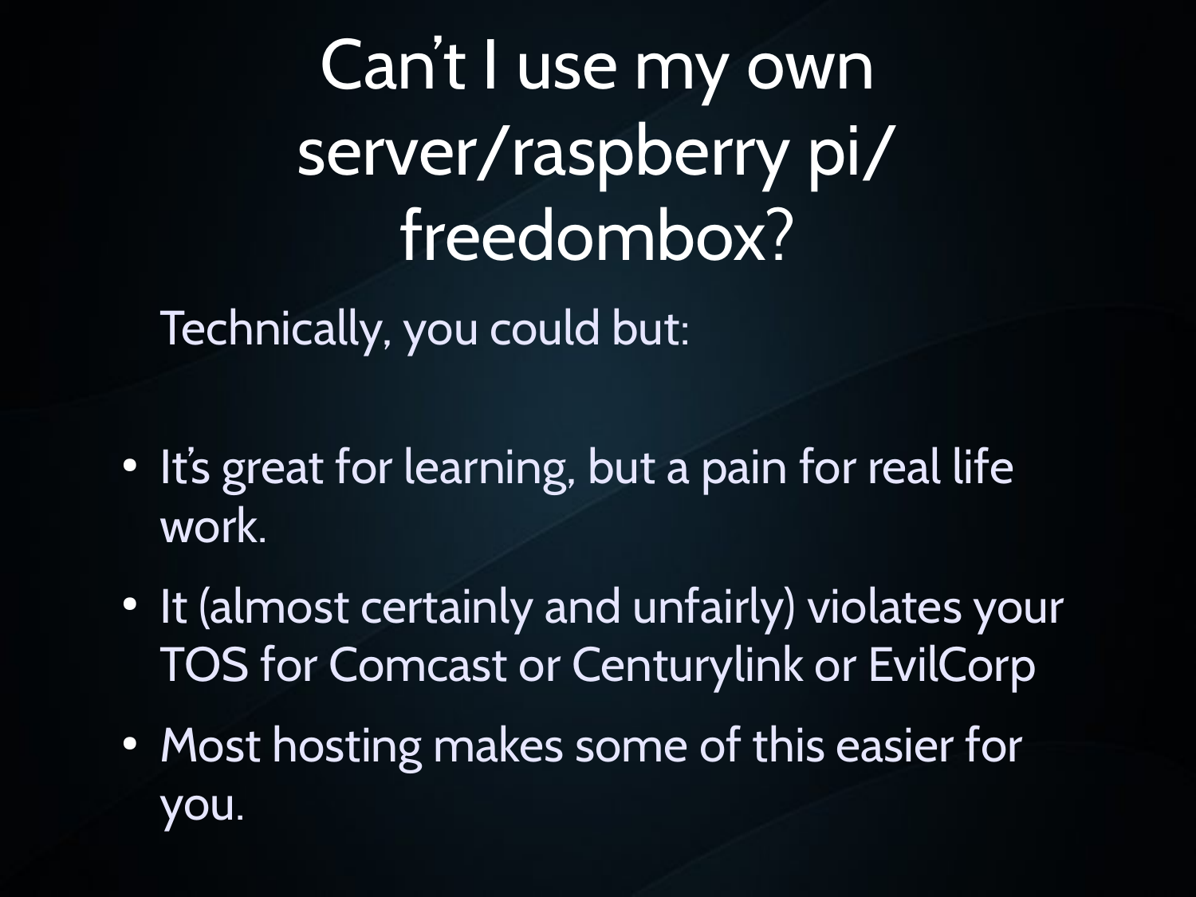# Can't I use my own server/raspberry pi/ freedombox?

Technically, you could but:

- It's great for learning, but a pain for real life work.
- It (almost certainly and unfairly) violates your TOS for Comcast or Centurylink or EvilCorp
- Most hosting makes some of this easier for you.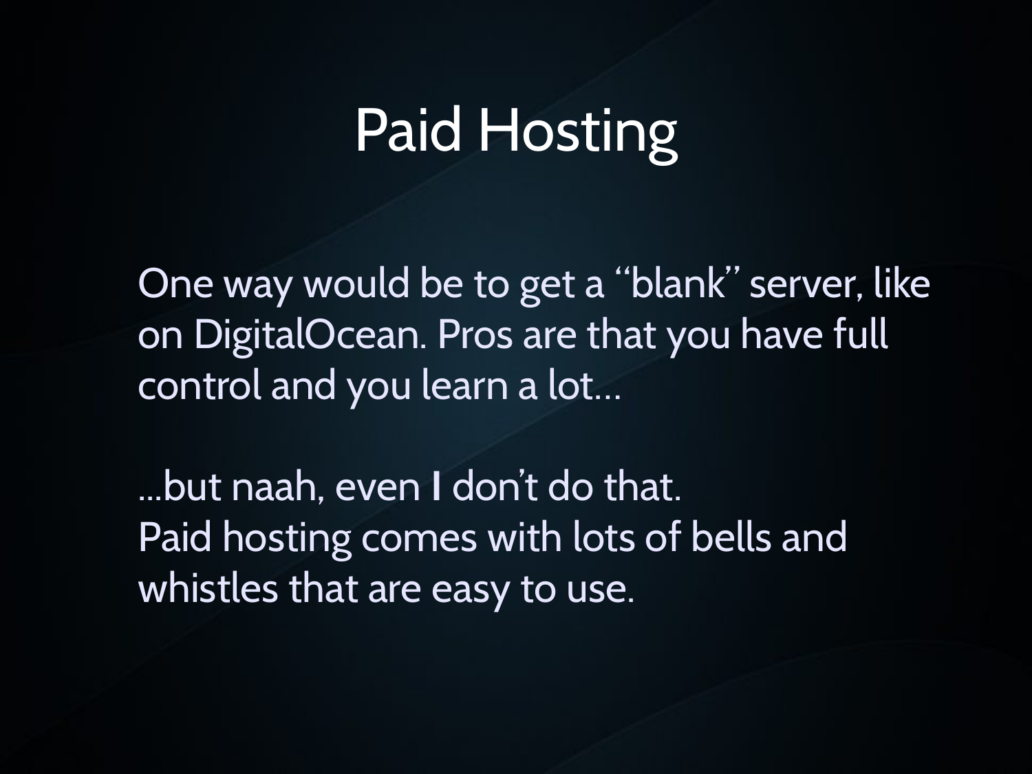# Paid Hosting

One way would be to get a “blank” server, like on DigitalOcean. Pros are that you have full control and you learn a lot…

…but naah, even **I** don’t do that.
Paid hosting comes with lots of bells and whistles that are easy to use.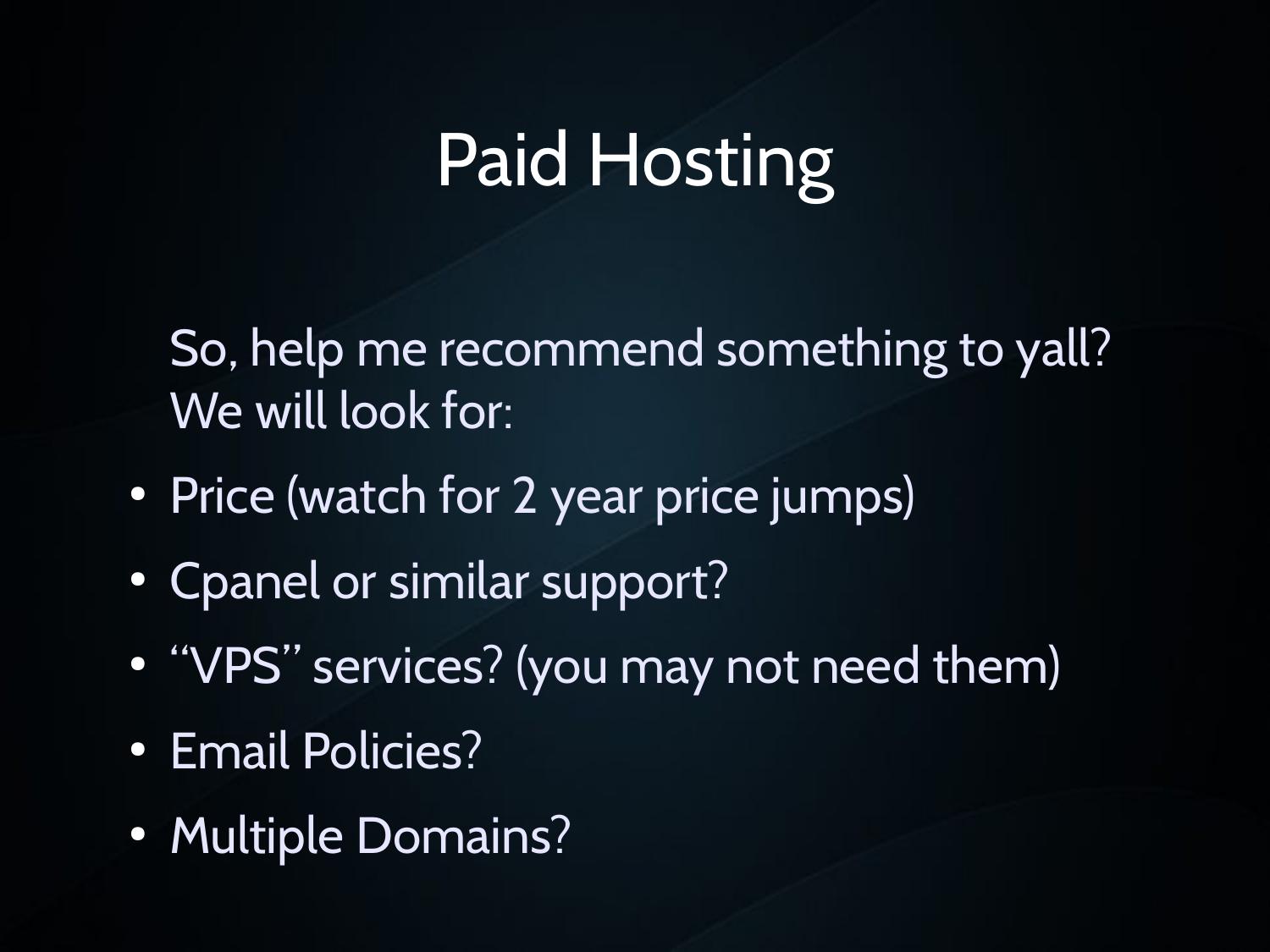# Paid Hosting

So, help me recommend something to yall?
We will look for:

- Price (watch for 2 year price jumps)
- Cpanel or similar support?
- “VPS” services? (you may not need them)
- Email Policies?
- Multiple Domains?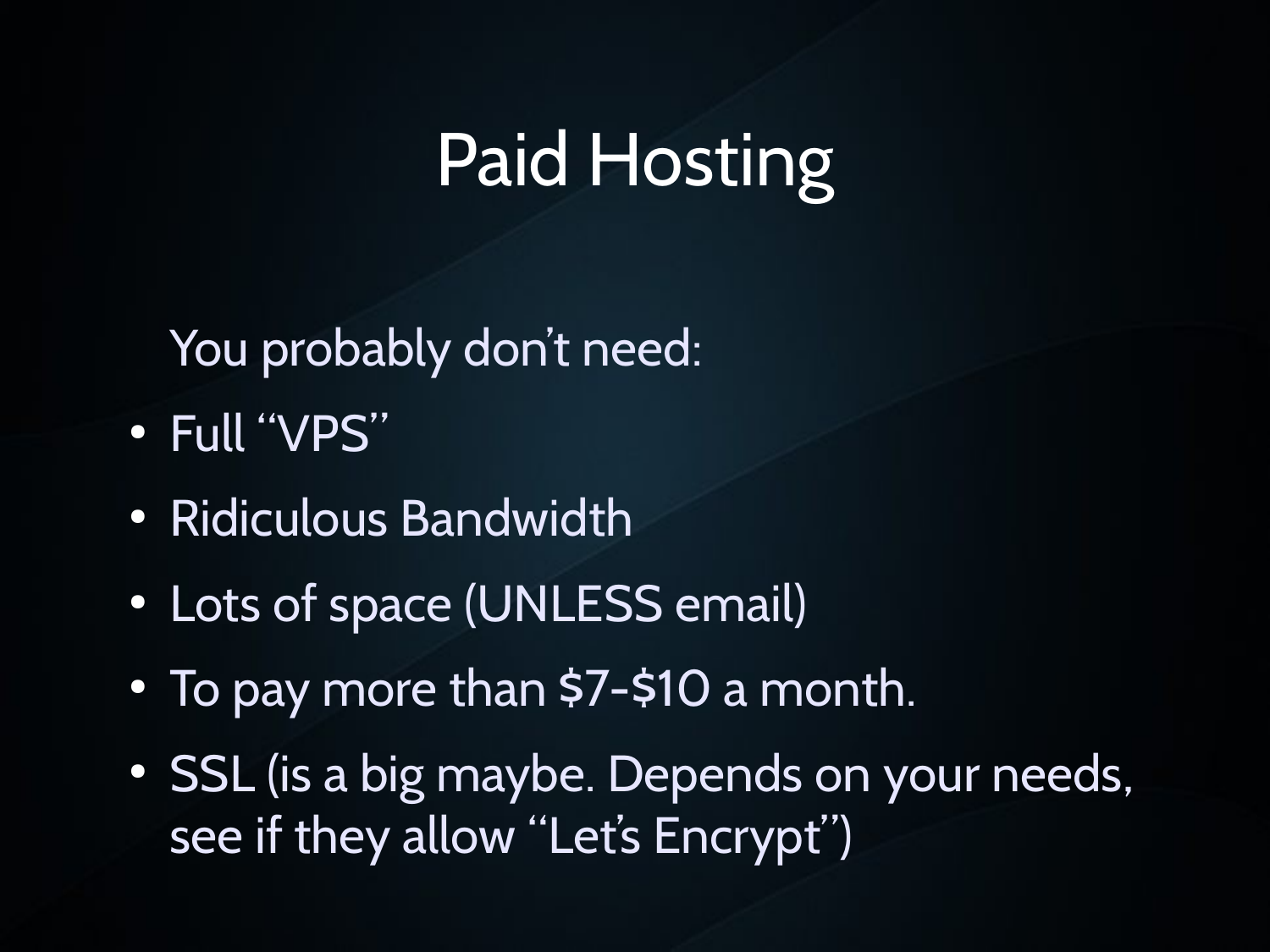# Paid Hosting

You probably don't need:

- Full "VPS"
- Ridiculous Bandwidth
- Lots of space (UNLESS email)
- To pay more than $7-$10 a month.
- SSL (is a big maybe. Depends on your needs, see if they allow "Let's Encrypt")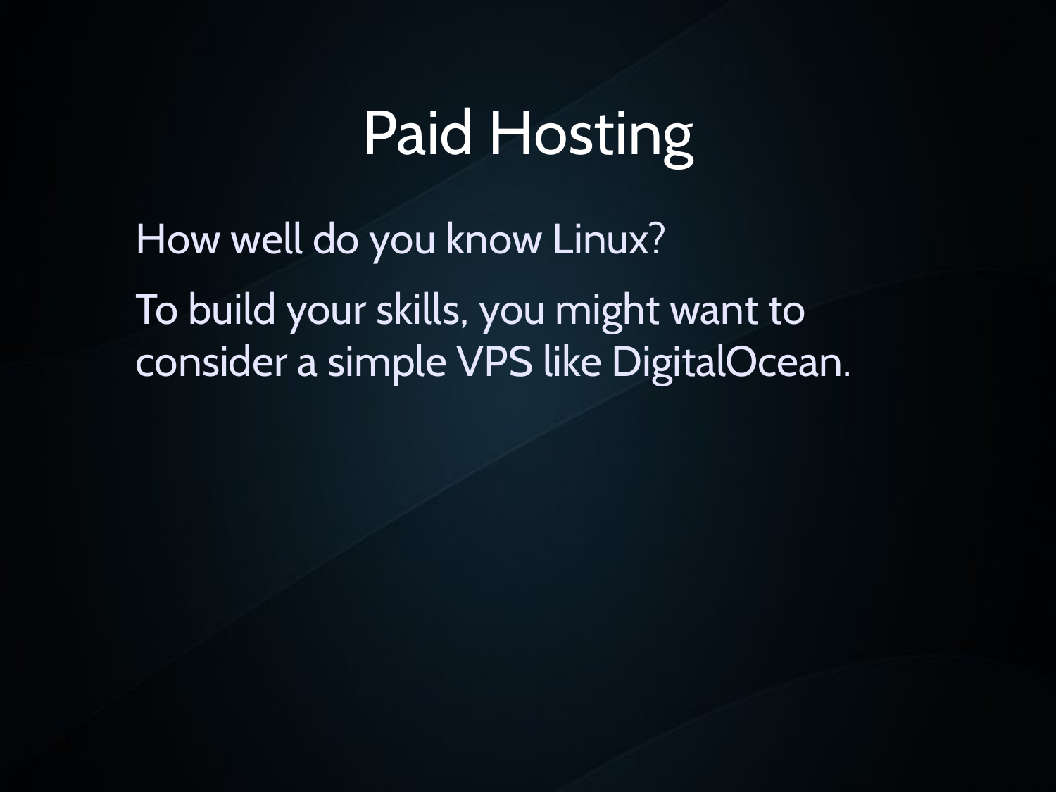# Paid Hosting

How well do you know Linux?

To build your skills, you might want to consider a simple VPS like DigitalOcean.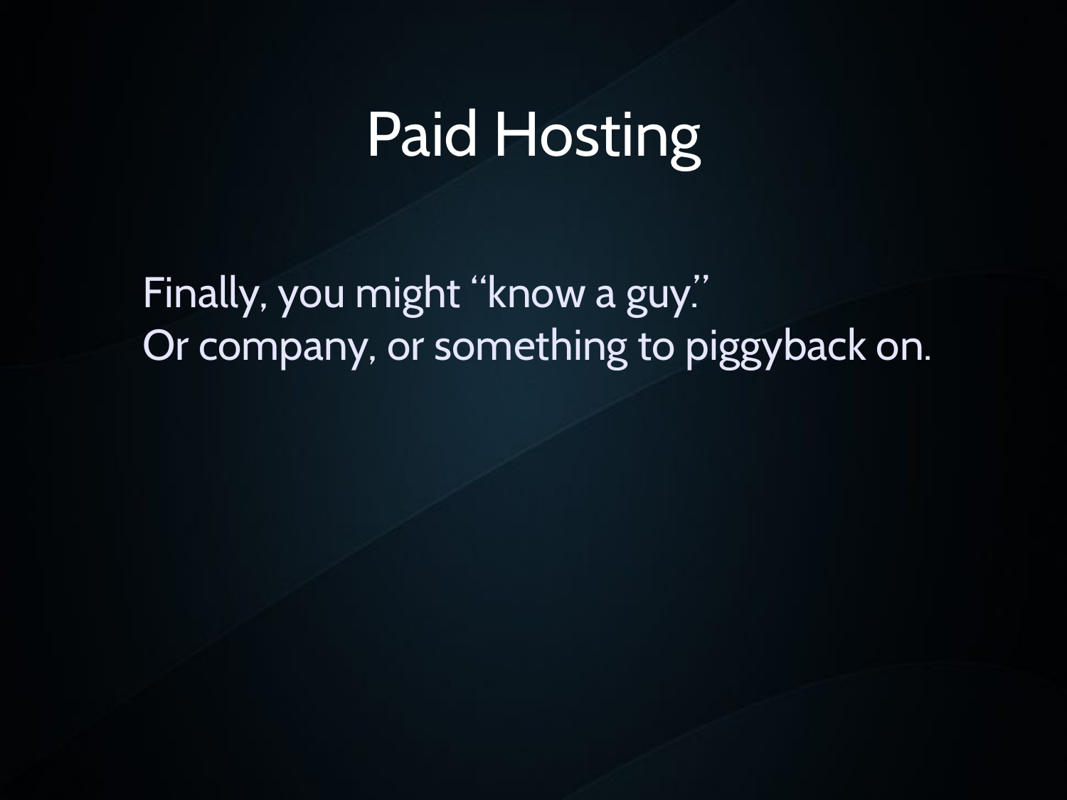# Paid Hosting

Finally, you might "know a guy."
Or company, or something to piggyback on.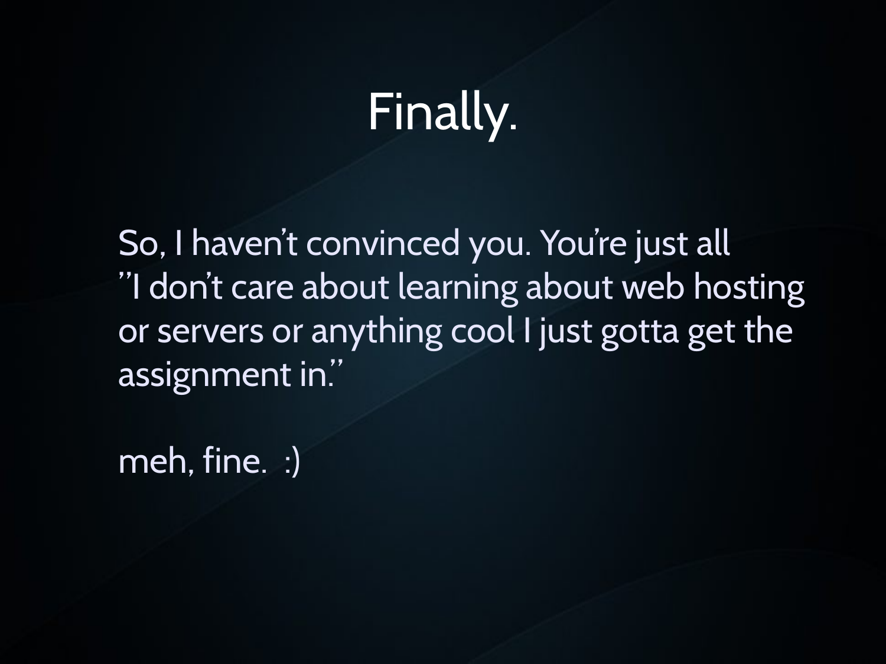# Finally.

So, I haven't convinced you. You're just all "I don't care about learning about web hosting or servers or anything cool I just gotta get the assignment in."

meh, fine. :)